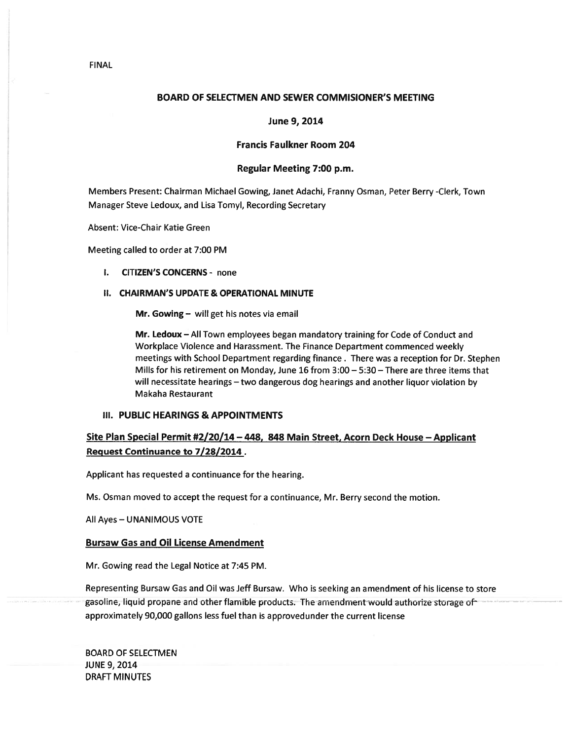FINAL

# BOARD OF SELECTMEN AND SEWER COMMISIONER'S MEETING

## June 9, 2014

## Francis Faulkner Room 204

## Regular Meeting 7:00 p.m.

Members Present: Chairman Michael Gowing, Janet Adachi, Franny Osman, Peter Berry -Clerk, Town Manager Steve Ledoux, and Lisa Tomyl, Recording Secretary

Absent: Vice-Chair Katie Green

Meeting called to order at 7:00 PM

I. **CITIZEN'S CONCERNS** - none

II. **CHAIRMAN'S UPDATE & OPERATIONAL MINUTE**

**Mr. Gowing –** will get his notes via email

**Mr. Ledoux –** All Town employees began mandatory training for Code of Conduct and Workplace Violence and Harassment. The Finance Department commenced weekly meetings with School Department regarding finance . There was a reception for Dr. Stephen Mills for his retirement on Monday, June 16 from 3:00 – 5:30 – There are three items that will necessitate hearings – two dangerous dog hearings and another liquor violation by Makaha Restaurant

III. **PUBLIC HEARINGS & APPOINTMENTS**

### Site Plan Special Permit #2/20/14 – 448, 848 Main Street, Acorn Deck House – Applicant Request Continuance to 7/28/2014 .

Applicant has requested a continuance for the hearing.

Ms. Osman moved to accept the request for a continuance, Mr. Berry second the motion.

All Ayes – UNANIMOUS VOTE

### Bursaw Gas and Oil License Amendment

Mr. Gowing read the Legal Notice at 7:45 PM.

Representing Bursaw Gas and Oil was Jeff Bursaw. Who is seeking an amendment of his license to store gasoline, liquid propane and other flamible products. The amendment would authorize storage of approximately 90,000 gallons less fuel than is approvedunder the current license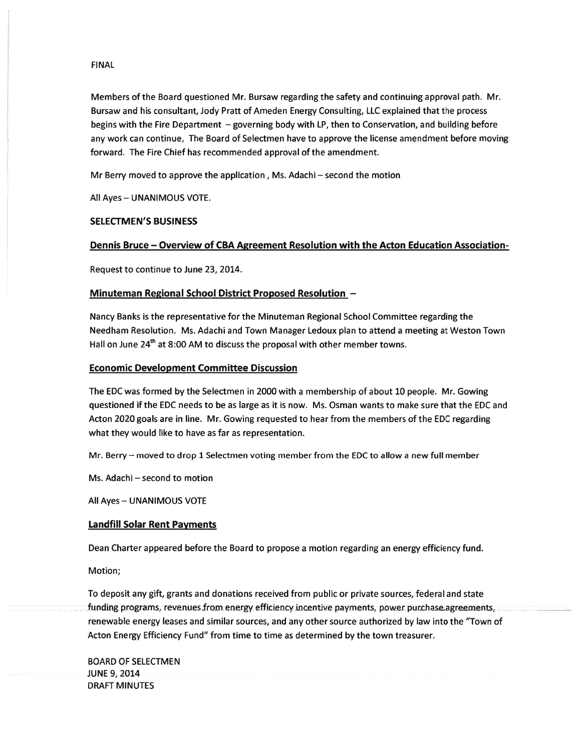FINAL

Members of the Board questioned Mr. Bursaw regarding the safety and continuing approval path. Mr. Bursaw and his consultant, Jody Pratt of Ameden Energy Consulting, LLC explained that the process begins with the Fire Department – governing body with LP, then to Conservation, and building before any work can continue, The Board of Selectmen have to approve the license amendment before moving forward. The Fire Chief has recommended approval of the amendment.

Mr Berry moved to approve the application , Ms. Adachi – second the motion

All Ayes – UNANIMOUS VOTE.

**SELECTMEN'S BUSINESS**

**Dennis Bruce – Overview of CBA Agreement Resolution with the Acton Education Association-**

Request to continue to June 23, 2014.

**Minuteman Regional School District Proposed Resolution –**

Nancy Banks is the representative for the Minuteman Regional School Committee regarding the Needham Resolution. Ms. Adachi and Town Manager Ledoux plan to attend a meeting at Weston Town Hall on June 24th at 8:00 AM to discuss the proposal with other member towns.

**Economic Development Committee Discussion**

The EDC was formed by the Selectmen in 2000 with a membership of about 10 people. Mr. Gowing questioned if the EDC needs to be as large as it is now. Ms. Osman wants to make sure that the EDC and Acton 2020 goals are in line. Mr. Gowing requested to hear from the members of the EDC regarding what they would like to have as far as representation.

Mr. Berry – moved to drop 1 Selectmen voting member from the EDC to allow a new full member

Ms. Adachi – second to motion

All Ayes – UNANIMOUS VOTE

**Landfill Solar Rent Payments**

Dean Charter appeared before the Board to propose a motion regarding an energy efficiency fund.

Motion;

To deposit any gift, grants and donations received from public or private sources, federal and state funding programs, revenues from energy efficiency incentive payments, power purchase agreements, renewable energy leases and similar sources, and any other source authorized by law into the "Town of Acton Energy Efficiency Fund" from time to time as determined by the town treasurer.

BOARD OF SELECTMEN
JUNE 9, 2014
DRAFT MINUTES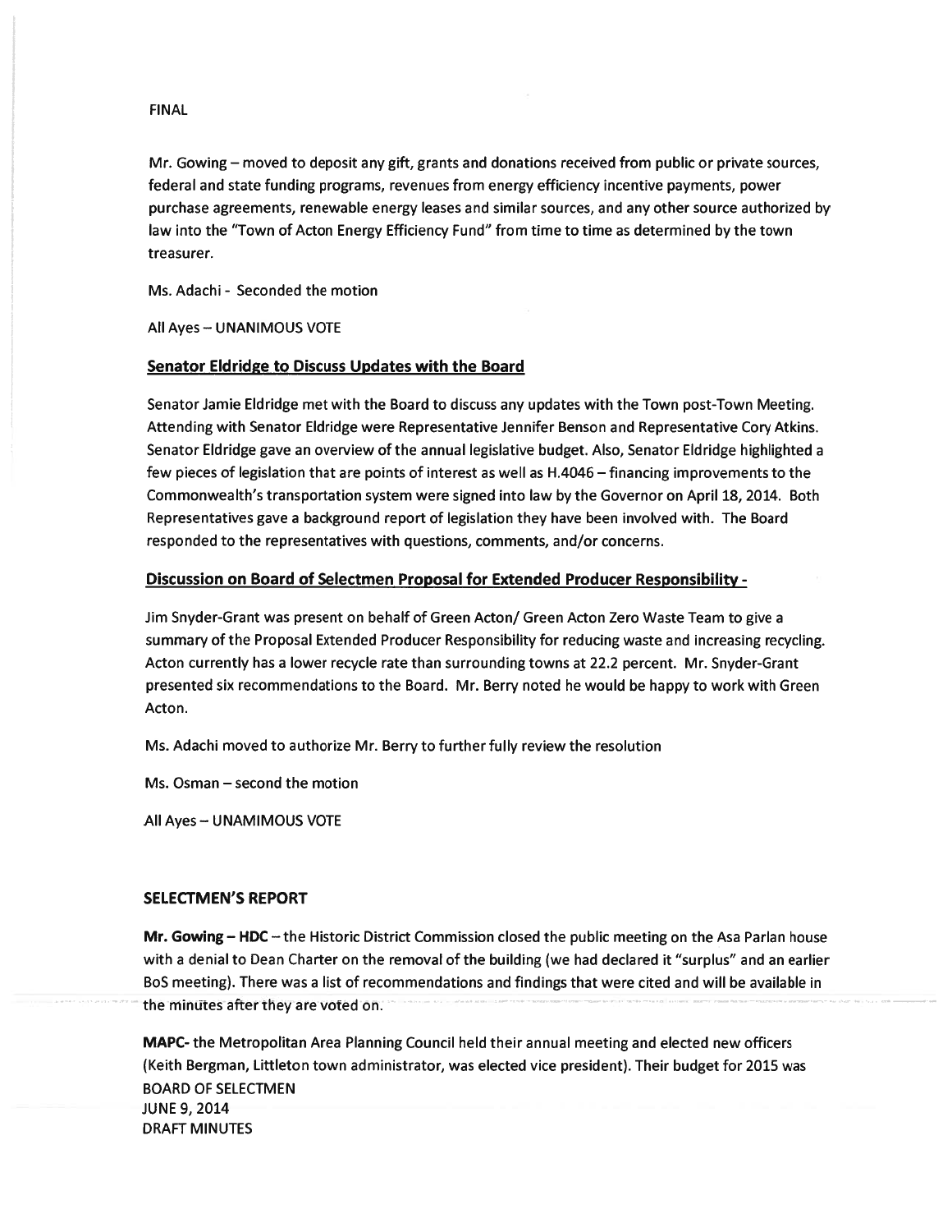FINAL

Mr. Gowing – moved to deposit any gift, grants and donations received from public or private sources, federal and state funding programs, revenues from energy efficiency incentive payments, power purchase agreements, renewable energy leases and similar sources, and any other source authorized by law into the "Town of Acton Energy Efficiency Fund" from time to time as determined by the town treasurer.

Ms. Adachi - Seconded the motion

All Ayes – UNANIMOUS VOTE

## Senator Eldridge to Discuss Updates with the Board

Senator Jamie Eldridge met with the Board to discuss any updates with the Town post-Town Meeting. Attending with Senator Eldridge were Representative Jennifer Benson and Representative Cory Atkins. Senator Eldridge gave an overview of the annual legislative budget. Also, Senator Eldridge highlighted a few pieces of legislation that are points of interest as well as H.4046 – financing improvements to the Commonwealth's transportation system were signed into law by the Governor on April 18, 2014. Both Representatives gave a background report of legislation they have been involved with. The Board responded to the representatives with questions, comments, and/or concerns.

## Discussion on Board of Selectmen Proposal for Extended Producer Responsibility -

Jim Snyder-Grant was present on behalf of Green Acton/ Green Acton Zero Waste Team to give a summary of the Proposal Extended Producer Responsibility for reducing waste and increasing recycling. Acton currently has a lower recycle rate than surrounding towns at 22.2 percent. Mr. Snyder-Grant presented six recommendations to the Board. Mr. Berry noted he would be happy to work with Green Acton.

Ms. Adachi moved to authorize Mr. Berry to further fully review the resolution

Ms. Osman – second the motion

All Ayes – UNAMIMOUS VOTE

## SELECTMEN'S REPORT

**Mr. Gowing – HDC** – the Historic District Commission closed the public meeting on the Asa Parlan house with a denial to Dean Charter on the removal of the building (we had declared it "surplus" and an earlier BoS meeting). There was a list of recommendations and findings that were cited and will be available in the minutes after they are voted on.

**MAPC**- the Metropolitan Area Planning Council held their annual meeting and elected new officers (Keith Bergman, Littleton town administrator, was elected vice president). Their budget for 2015 was

BOARD OF SELECTMEN
JUNE 9, 2014
DRAFT MINUTES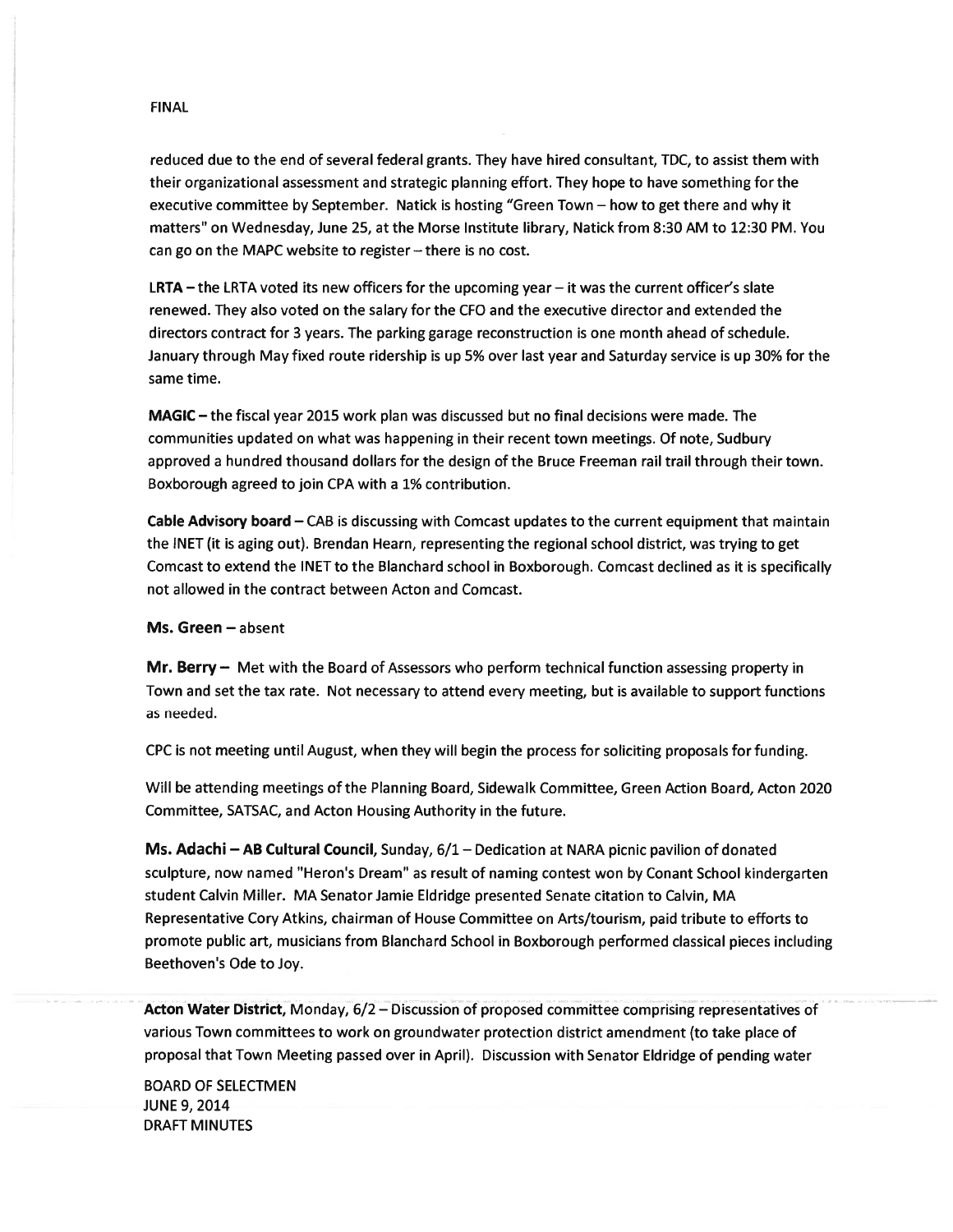reduced due to the end of several federal grants. They have hired consultant, TDC, to assist them with their organizational assessment and strategic planning effort. They hope to have something for the executive committee by September. Natick is hosting "Green Town – how to get there and why it matters" on Wednesday, June 25, at the Morse Institute library, Natick from 8:30 AM to 12:30 PM. You can go on the MAPC website to register – there is no cost.

**LRTA** – the LRTA voted its new officers for the upcoming year – it was the current officer's slate renewed. They also voted on the salary for the CFO and the executive director and extended the directors contract for 3 years. The parking garage reconstruction is one month ahead of schedule. January through May fixed route ridership is up 5% over last year and Saturday service is up 30% for the same time.

**MAGIC** – the fiscal year 2015 work plan was discussed but no final decisions were made. The communities updated on what was happening in their recent town meetings. Of note, Sudbury approved a hundred thousand dollars for the design of the Bruce Freeman rail trail through their town. Boxborough agreed to join CPA with a 1% contribution.

**Cable Advisory board** – CAB is discussing with Comcast updates to the current equipment that maintain the INET (it is aging out). Brendan Hearn, representing the regional school district, was trying to get Comcast to extend the INET to the Blanchard school in Boxborough. Comcast declined as it is specifically not allowed in the contract between Acton and Comcast.

**Ms. Green** – absent

**Mr. Berry** – Met with the Board of Assessors who perform technical function assessing property in Town and set the tax rate. Not necessary to attend every meeting, but is available to support functions as needed.

CPC is not meeting until August, when they will begin the process for soliciting proposals for funding.

Will be attending meetings of the Planning Board, Sidewalk Committee, Green Action Board, Acton 2020 Committee, SATSAC, and Acton Housing Authority in the future.

**Ms. Adachi – AB Cultural Council**, Sunday, 6/1 – Dedication at NARA picnic pavilion of donated sculpture, now named "Heron's Dream" as result of naming contest won by Conant School kindergarten student Calvin Miller. MA Senator Jamie Eldridge presented Senate citation to Calvin, MA Representative Cory Atkins, chairman of House Committee on Arts/tourism, paid tribute to efforts to promote public art, musicians from Blanchard School in Boxborough performed classical pieces including Beethoven's Ode to Joy.

**Acton Water District**, Monday, 6/2 – Discussion of proposed committee comprising representatives of various Town committees to work on groundwater protection district amendment (to take place of proposal that Town Meeting passed over in April). Discussion with Senator Eldridge of pending water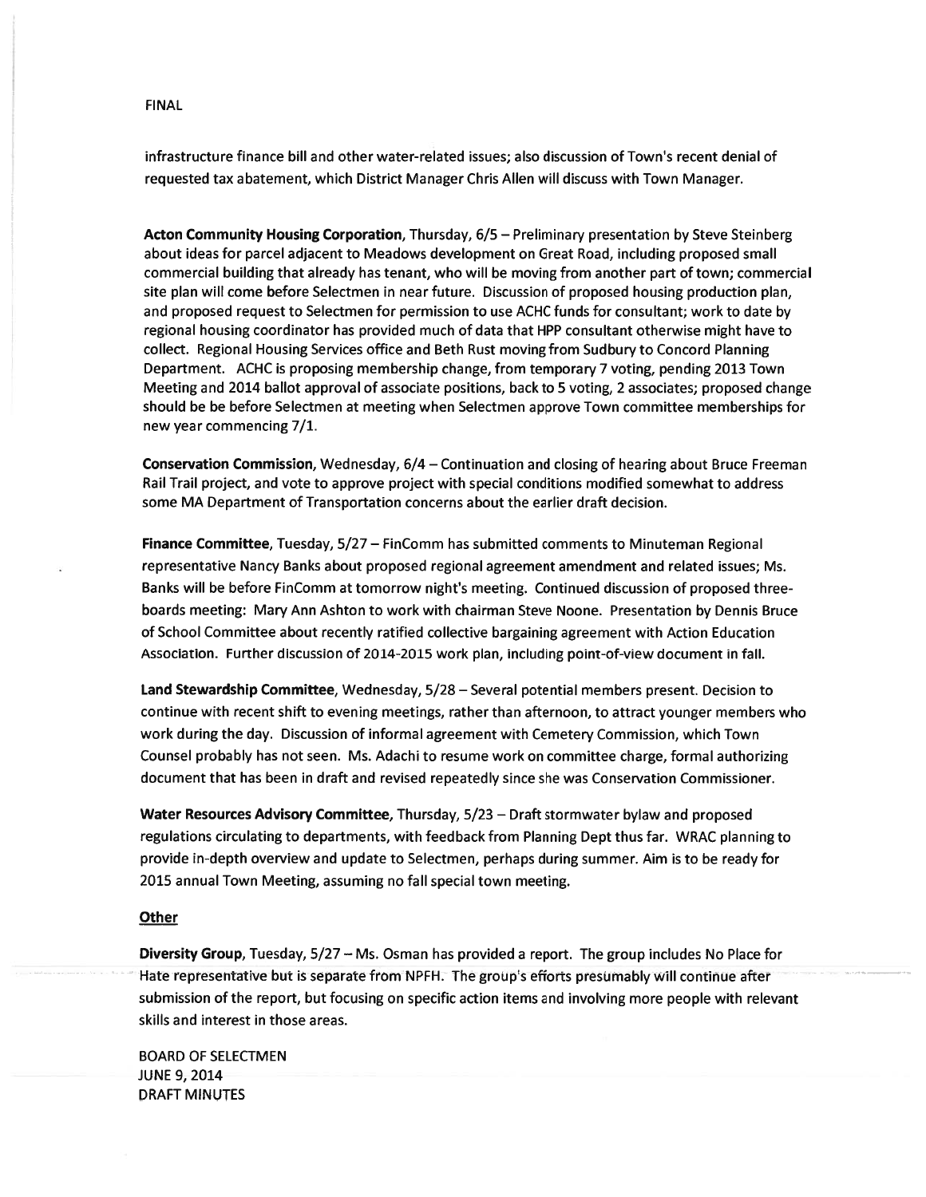FINAL

infrastructure finance bill and other water-related issues; also discussion of Town's recent denial of requested tax abatement, which District Manager Chris Allen will discuss with Town Manager.

**Acton Community Housing Corporation**, Thursday, 6/5 – Preliminary presentation by Steve Steinberg about ideas for parcel adjacent to Meadows development on Great Road, including proposed small commercial building that already has tenant, who will be moving from another part of town; commercial site plan will come before Selectmen in near future. Discussion of proposed housing production plan, and proposed request to Selectmen for permission to use ACHC funds for consultant; work to date by regional housing coordinator has provided much of data that HPP consultant otherwise might have to collect. Regional Housing Services office and Beth Rust moving from Sudbury to Concord Planning Department. ACHC is proposing membership change, from temporary 7 voting, pending 2013 Town Meeting and 2014 ballot approval of associate positions, back to 5 voting, 2 associates; proposed change should be be before Selectmen at meeting when Selectmen approve Town committee memberships for new year commencing 7/1.

**Conservation Commission**, Wednesday, 6/4 – Continuation and closing of hearing about Bruce Freeman Rail Trail project, and vote to approve project with special conditions modified somewhat to address some MA Department of Transportation concerns about the earlier draft decision.

**Finance Committee**, Tuesday, 5/27 – FinComm has submitted comments to Minuteman Regional representative Nancy Banks about proposed regional agreement amendment and related issues; Ms. Banks will be before FinComm at tomorrow night's meeting. Continued discussion of proposed three-boards meeting: Mary Ann Ashton to work with chairman Steve Noone. Presentation by Dennis Bruce of School Committee about recently ratified collective bargaining agreement with Action Education Association. Further discussion of 2014-2015 work plan, including point-of-view document in fall.

**Land Stewardship Committee**, Wednesday, 5/28 – Several potential members present. Decision to continue with recent shift to evening meetings, rather than afternoon, to attract younger members who work during the day. Discussion of informal agreement with Cemetery Commission, which Town Counsel probably has not seen. Ms. Adachi to resume work on committee charge, formal authorizing document that has been in draft and revised repeatedly since she was Conservation Commissioner.

**Water Resources Advisory Committee**, Thursday, 5/23 – Draft stormwater bylaw and proposed regulations circulating to departments, with feedback from Planning Dept thus far. WRAC planning to provide in-depth overview and update to Selectmen, perhaps during summer. Aim is to be ready for 2015 annual Town Meeting, assuming no fall special town meeting.

**Other**

**Diversity Group**, Tuesday, 5/27 – Ms. Osman has provided a report. The group includes No Place for Hate representative but is separate from NPFH. The group's efforts presumably will continue after submission of the report, but focusing on specific action items and involving more people with relevant skills and interest in those areas.

BOARD OF SELECTMEN
JUNE 9, 2014
DRAFT MINUTES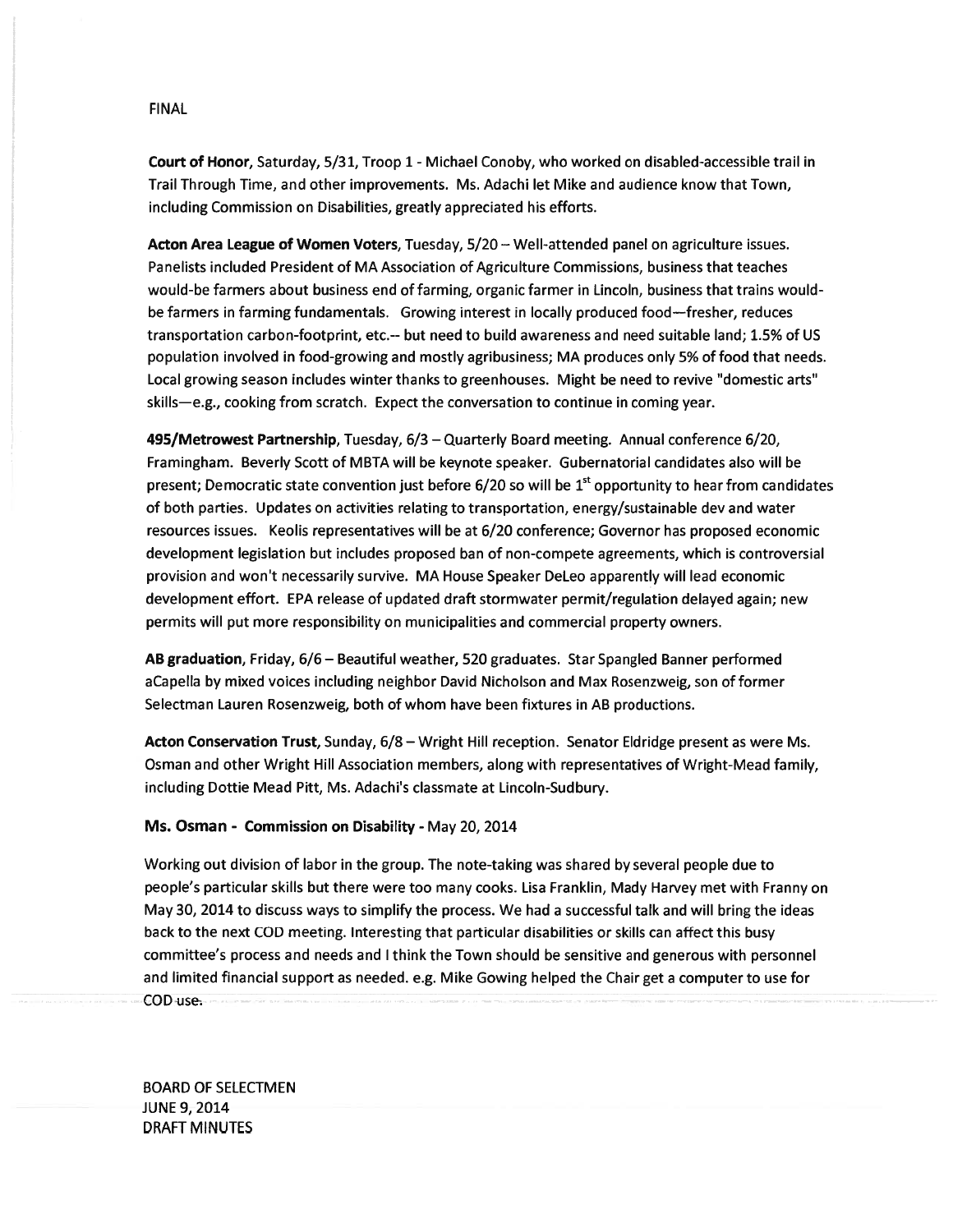FINAL

**Court of Honor**, Saturday, 5/31, Troop 1 - Michael Conoby, who worked on disabled-accessible trail in Trail Through Time, and other improvements. Ms. Adachi let Mike and audience know that Town, including Commission on Disabilities, greatly appreciated his efforts.

**Acton Area League of Women Voters**, Tuesday, 5/20 – Well-attended panel on agriculture issues. Panelists included President of MA Association of Agriculture Commissions, business that teaches would-be farmers about business end of farming, organic farmer in Lincoln, business that trains would-be farmers in farming fundamentals. Growing interest in locally produced food—fresher, reduces transportation carbon-footprint, etc.-- but need to build awareness and need suitable land; 1.5% of US population involved in food-growing and mostly agribusiness; MA produces only 5% of food that needs. Local growing season includes winter thanks to greenhouses. Might be need to revive "domestic arts" skills—e.g., cooking from scratch. Expect the conversation to continue in coming year.

**495/Metrowest Partnership**, Tuesday, 6/3 – Quarterly Board meeting. Annual conference 6/20, Framingham. Beverly Scott of MBTA will be keynote speaker. Gubernatorial candidates also will be present; Democratic state convention just before 6/20 so will be 1st opportunity to hear from candidates of both parties. Updates on activities relating to transportation, energy/sustainable dev and water resources issues. Keolis representatives will be at 6/20 conference; Governor has proposed economic development legislation but includes proposed ban of non-compete agreements, which is controversial provision and won't necessarily survive. MA House Speaker DeLeo apparently will lead economic development effort. EPA release of updated draft stormwater permit/regulation delayed again; new permits will put more responsibility on municipalities and commercial property owners.

**AB graduation**, Friday, 6/6 – Beautiful weather, 520 graduates. Star Spangled Banner performed aCapella by mixed voices including neighbor David Nicholson and Max Rosenzweig, son of former Selectman Lauren Rosenzweig, both of whom have been fixtures in AB productions.

**Acton Conservation Trust**, Sunday, 6/8 – Wright Hill reception. Senator Eldridge present as were Ms. Osman and other Wright Hill Association members, along with representatives of Wright-Mead family, including Dottie Mead Pitt, Ms. Adachi's classmate at Lincoln-Sudbury.

**Ms. Osman - Commission on Disability - May 20, 2014**

Working out division of labor in the group. The note-taking was shared by several people due to people's particular skills but there were too many cooks. Lisa Franklin, Mady Harvey met with Franny on May 30, 2014 to discuss ways to simplify the process. We had a successful talk and will bring the ideas back to the next COD meeting. Interesting that particular disabilities or skills can affect this busy committee's process and needs and I think the Town should be sensitive and generous with personnel and limited financial support as needed. e.g. Mike Gowing helped the Chair get a computer to use for COD use.

BOARD OF SELECTMEN
JUNE 9, 2014
DRAFT MINUTES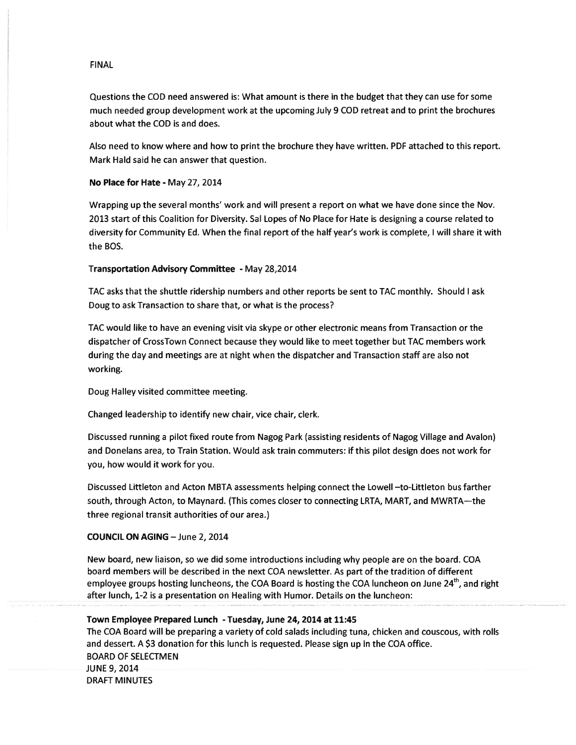FINAL

Questions the COD need answered is: What amount is there in the budget that they can use for some much needed group development work at the upcoming July 9 COD retreat and to print the brochures about what the COD is and does.

Also need to know where and how to print the brochure they have written. PDF attached to this report. Mark Hald said he can answer that question.

**No Place for Hate** - May 27, 2014

Wrapping up the several months' work and will present a report on what we have done since the Nov. 2013 start of this Coalition for Diversity. Sal Lopes of No Place for Hate is designing a course related to diversity for Community Ed. When the final report of the half year's work is complete, I will share it with the BOS.

**Transportation Advisory Committee** - May 28,2014

TAC asks that the shuttle ridership numbers and other reports be sent to TAC monthly. Should I ask Doug to ask Transaction to share that, or what is the process?

TAC would like to have an evening visit via skype or other electronic means from Transaction or the dispatcher of CrossTown Connect because they would like to meet together but TAC members work during the day and meetings are at night when the dispatcher and Transaction staff are also not working.

Doug Halley visited committee meeting.

Changed leadership to identify new chair, vice chair, clerk.

Discussed running a pilot fixed route from Nagog Park (assisting residents of Nagog Village and Avalon) and Donelans area, to Train Station. Would ask train commuters: if this pilot design does not work for you, how would it work for you.

Discussed Littleton and Acton MBTA assessments helping connect the Lowell –to-Littleton bus farther south, through Acton, to Maynard. (This comes closer to connecting LRTA, MART, and MWRTA—the three regional transit authorities of our area.)

**COUNCIL ON AGING** – June 2, 2014

New board, new liaison, so we did some introductions including why people are on the board. COA board members will be described in the next COA newsletter. As part of the tradition of different employee groups hosting luncheons, the COA Board is hosting the COA luncheon on June 24th, and right after lunch, 1-2 is a presentation on Healing with Humor. Details on the luncheon:

**Town Employee Prepared Lunch - Tuesday, June 24, 2014 at 11:45**
The COA Board will be preparing a variety of cold salads including tuna, chicken and couscous, with rolls and dessert. A $3 donation for this lunch is requested. Please sign up in the COA office.

BOARD OF SELECTMEN
JUNE 9, 2014
DRAFT MINUTES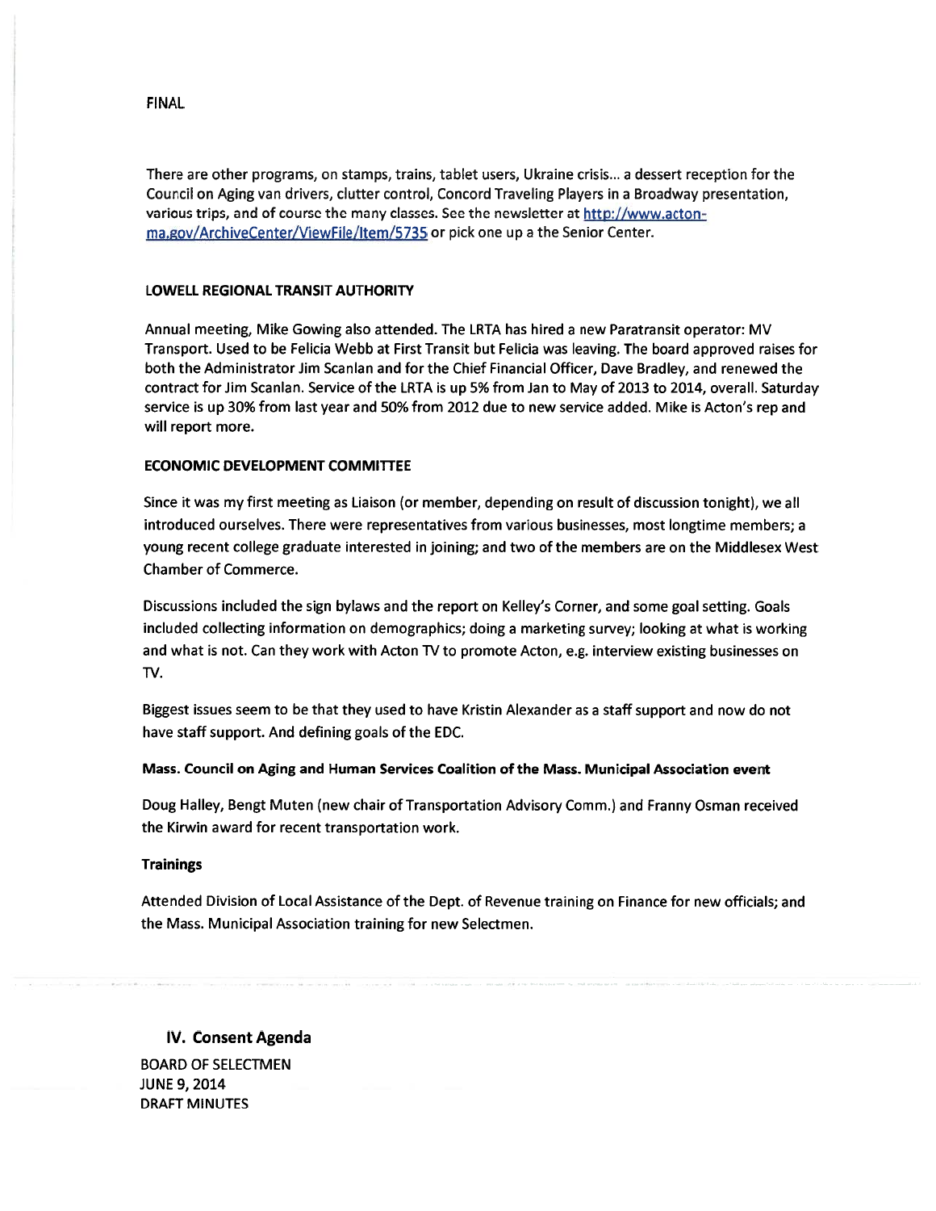FINAL

There are other programs, on stamps, trains, tablet users, Ukraine crisis… a dessert reception for the Council on Aging van drivers, clutter control, Concord Traveling Players in a Broadway presentation, various trips, and of course the many classes. See the newsletter at http://www.acton-ma.gov/ArchiveCenter/ViewFile/Item/5735 or pick one up a the Senior Center.

**LOWELL REGIONAL TRANSIT AUTHORITY**

Annual meeting, Mike Gowing also attended. The LRTA has hired a new Paratransit operator: MV Transport. Used to be Felicia Webb at First Transit but Felicia was leaving. The board approved raises for both the Administrator Jim Scanlan and for the Chief Financial Officer, Dave Bradley, and renewed the contract for Jim Scanlan. Service of the LRTA is up 5% from Jan to May of 2013 to 2014, overall. Saturday service is up 30% from last year and 50% from 2012 due to new service added. Mike is Acton's rep and will report more.

**ECONOMIC DEVELOPMENT COMMITTEE**

Since it was my first meeting as Liaison (or member, depending on result of discussion tonight), we all introduced ourselves. There were representatives from various businesses, most longtime members; a young recent college graduate interested in joining; and two of the members are on the Middlesex West Chamber of Commerce.

Discussions included the sign bylaws and the report on Kelley's Corner, and some goal setting. Goals included collecting information on demographics; doing a marketing survey; looking at what is working and what is not. Can they work with Acton TV to promote Acton, e.g. interview existing businesses on TV.

Biggest issues seem to be that they used to have Kristin Alexander as a staff support and now do not have staff support. And defining goals of the EDC.

**Mass. Council on Aging and Human Services Coalition of the Mass. Municipal Association event**

Doug Halley, Bengt Muten (new chair of Transportation Advisory Comm.) and Franny Osman received the Kirwin award for recent transportation work.

**Trainings**

Attended Division of Local Assistance of the Dept. of Revenue training on Finance for new officials; and the Mass. Municipal Association training for new Selectmen.

## IV. Consent Agenda

BOARD OF SELECTMEN
JUNE 9, 2014
DRAFT MINUTES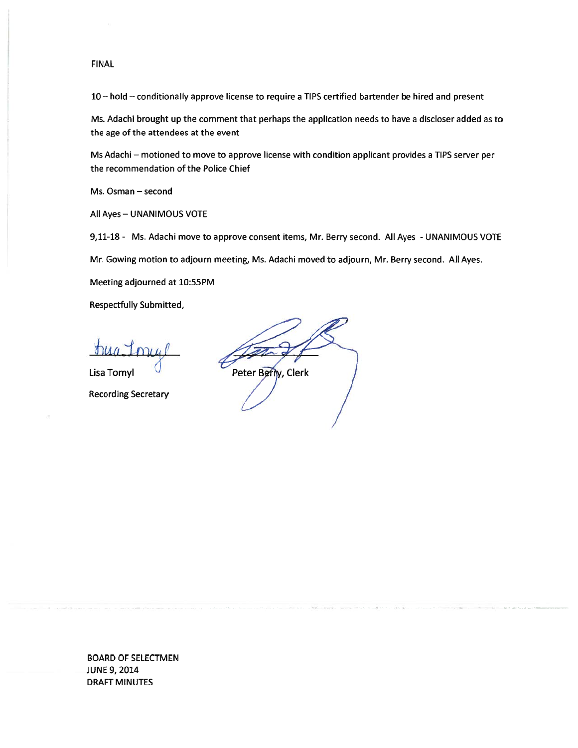10 – hold – conditionally approve license to require a TIPS certified bartender be hired and present

Ms. Adachi brought up the comment that perhaps the application needs to have a discloser added as to the age of the attendees at the event

Ms Adachi – motioned to move to approve license with condition applicant provides a TIPS server per the recommendation of the Police Chief

Ms. Osman – second

All Ayes – UNANIMOUS VOTE

9,11-18 - Ms. Adachi move to approve consent items, Mr. Berry second. All Ayes - UNANIMOUS VOTE

Mr. Gowing motion to adjourn meeting, Ms. Adachi moved to adjourn, Mr. Berry second. All Ayes.

Meeting adjourned at 10:55PM

Respectfully Submitted,

Lisa Tomyl
Recording Secretary

Peter Berry, Clerk